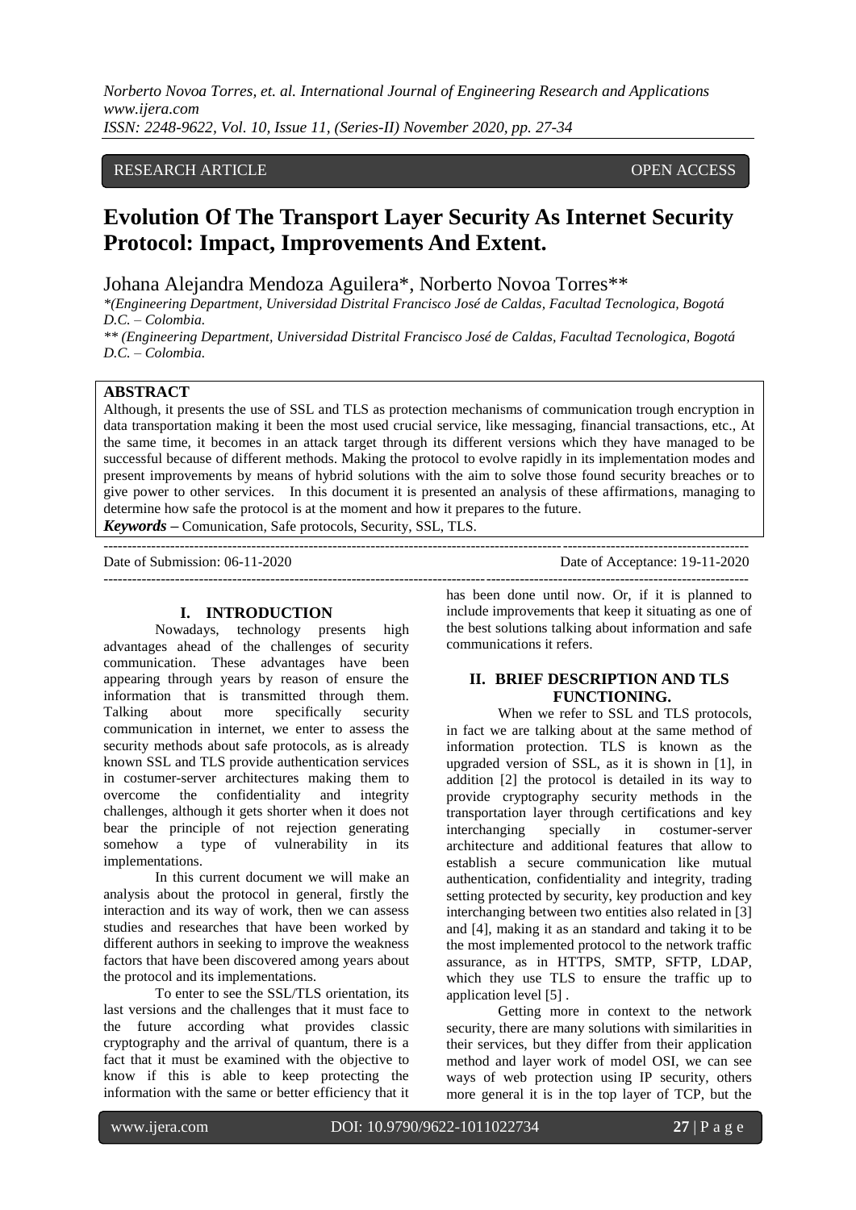RESEARCH ARTICLE OPEN ACCESS

# Evolution Of The Transport Layer Security As Internet Security Protocol: Impact, Improvements And Extent.

Johana Alejandra Mendoza Aguilera*, Norberto Novoa Torres**

*(Engineering Department, Universidad Distrital Francisco José de Caldas, Facultad Tecnologica, Bogotá D.C. – Colombia.*

*** (Engineering Department, Universidad Distrital Francisco José de Caldas, Facultad Tecnologica, Bogotá D.C. – Colombia.*

**ABSTRACT**

Although, it presents the use of SSL and TLS as protection mechanisms of communication trough encryption in data transportation making it been the most used crucial service, like messaging, financial transactions, etc., At the same time, it becomes in an attack target through its different versions which they have managed to be successful because of different methods. Making the protocol to evolve rapidly in its implementation modes and present improvements by means of hybrid solutions with the aim to solve those found security breaches or to give power to other services. In this document it is presented an analysis of these affirmations, managing to determine how safe the protocol is at the moment and how it prepares to the future.

***Keywords*** – Comunication, Safe protocols, Security, SSL, TLS.

Date of Submission: 06-11-2020 Date of Acceptance: 19-11-2020

## I. INTRODUCTION

Nowadays, technology presents high advantages ahead of the challenges of security communication. These advantages have been appearing through years by reason of ensure the information that is transmitted through them. Talking about more specifically security communication in internet, we enter to assess the security methods about safe protocols, as is already known SSL and TLS provide authentication services in costumer-server architectures making them to overcome the confidentiality and integrity challenges, although it gets shorter when it does not bear the principle of not rejection generating somehow a type of vulnerability in its implementations.

In this current document we will make an analysis about the protocol in general, firstly the interaction and its way of work, then we can assess studies and researches that have been worked by different authors in seeking to improve the weakness factors that have been discovered among years about the protocol and its implementations.

To enter to see the SSL/TLS orientation, its last versions and the challenges that it must face to the future according what provides classic cryptography and the arrival of quantum, there is a fact that it must be examined with the objective to know if this is able to keep protecting the information with the same or better efficiency that it has been done until now. Or, if it is planned to include improvements that keep it situating as one of the best solutions talking about information and safe communications it refers.

## II. BRIEF DESCRIPTION AND TLS FUNCTIONING.

When we refer to SSL and TLS protocols, in fact we are talking about at the same method of information protection. TLS is known as the upgraded version of SSL, as it is shown in [1], in addition [2] the protocol is detailed in its way to provide cryptography security methods in the transportation layer through certifications and key interchanging specially in costumer-server architecture and additional features that allow to establish a secure communication like mutual authentication, confidentiality and integrity, trading setting protected by security, key production and key interchanging between two entities also related in [3] and [4], making it as an standard and taking it to be the most implemented protocol to the network traffic assurance, as in HTTPS, SMTP, SFTP, LDAP, which they use TLS to ensure the traffic up to application level [5] .

Getting more in context to the network security, there are many solutions with similarities in their services, but they differ from their application method and layer work of model OSI, we can see ways of web protection using IP security, others more general it is in the top layer of TCP, but the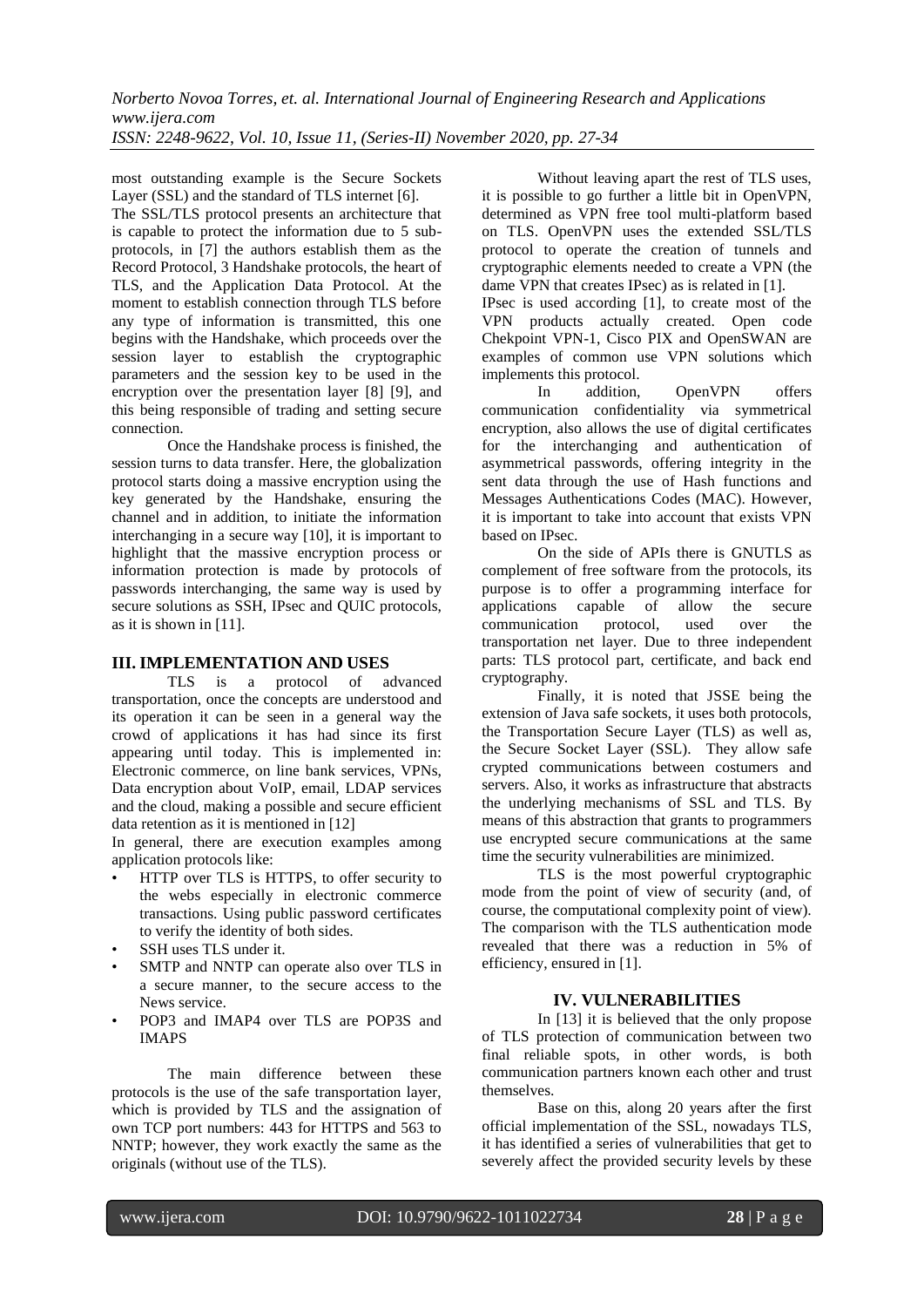most outstanding example is the Secure Sockets Layer (SSL) and the standard of TLS internet [6].

The SSL/TLS protocol presents an architecture that is capable to protect the information due to 5 sub-protocols, in [7] the authors establish them as the Record Protocol, 3 Handshake protocols, the heart of TLS, and the Application Data Protocol. At the moment to establish connection through TLS before any type of information is transmitted, this one begins with the Handshake, which proceeds over the session layer to establish the cryptographic parameters and the session key to be used in the encryption over the presentation layer [8] [9], and this being responsible of trading and setting secure connection.

Once the Handshake process is finished, the session turns to data transfer. Here, the globalization protocol starts doing a massive encryption using the key generated by the Handshake, ensuring the channel and in addition, to initiate the information interchanging in a secure way [10], it is important to highlight that the massive encryption process or information protection is made by protocols of passwords interchanging, the same way is used by secure solutions as SSH, IPsec and QUIC protocols, as it is shown in [11].

## III. IMPLEMENTATION AND USES

TLS is a protocol of advanced transportation, once the concepts are understood and its operation it can be seen in a general way the crowd of applications it has had since its first appearing until today. This is implemented in: Electronic commerce, on line bank services, VPNs, Data encryption about VoIP, email, LDAP services and the cloud, making a possible and secure efficient data retention as it is mentioned in [12]

In general, there are execution examples among application protocols like:

- HTTP over TLS is HTTPS, to offer security to the webs especially in electronic commerce transactions. Using public password certificates to verify the identity of both sides.
- SSH uses TLS under it.
- SMTP and NNTP can operate also over TLS in a secure manner, to the secure access to the News service.
- POP3 and IMAP4 over TLS are POP3S and IMAPS

The main difference between these protocols is the use of the safe transportation layer, which is provided by TLS and the assignation of own TCP port numbers: 443 for HTTPS and 563 to NNTP; however, they work exactly the same as the originals (without use of the TLS).

Without leaving apart the rest of TLS uses, it is possible to go further a little bit in OpenVPN, determined as VPN free tool multi-platform based on TLS. OpenVPN uses the extended SSL/TLS protocol to operate the creation of tunnels and cryptographic elements needed to create a VPN (the dame VPN that creates IPsec) as is related in [1].

IPsec is used according [1], to create most of the VPN products actually created. Open code Chekpoint VPN-1, Cisco PIX and OpenSWAN are examples of common use VPN solutions which implements this protocol.

In addition, OpenVPN offers communication confidentiality via symmetrical encryption, also allows the use of digital certificates for the interchanging and authentication of asymmetrical passwords, offering integrity in the sent data through the use of Hash functions and Messages Authentications Codes (MAC). However, it is important to take into account that exists VPN based on IPsec.

On the side of APIs there is GNUTLS as complement of free software from the protocols, its purpose is to offer a programming interface for applications capable of allow the secure communication protocol, used over the transportation net layer. Due to three independent parts: TLS protocol part, certificate, and back end cryptography.

Finally, it is noted that JSSE being the extension of Java safe sockets, it uses both protocols, the Transportation Secure Layer (TLS) as well as, the Secure Socket Layer (SSL). They allow safe crypted communications between costumers and servers. Also, it works as infrastructure that abstracts the underlying mechanisms of SSL and TLS. By means of this abstraction that grants to programmers use encrypted secure communications at the same time the security vulnerabilities are minimized.

TLS is the most powerful cryptographic mode from the point of view of security (and, of course, the computational complexity point of view). The comparison with the TLS authentication mode revealed that there was a reduction in 5% of efficiency, ensured in [1].

## IV. VULNERABILITIES

In [13] it is believed that the only propose of TLS protection of communication between two final reliable spots, in other words, is both communication partners known each other and trust themselves.

Base on this, along 20 years after the first official implementation of the SSL, nowadays TLS, it has identified a series of vulnerabilities that get to severely affect the provided security levels by these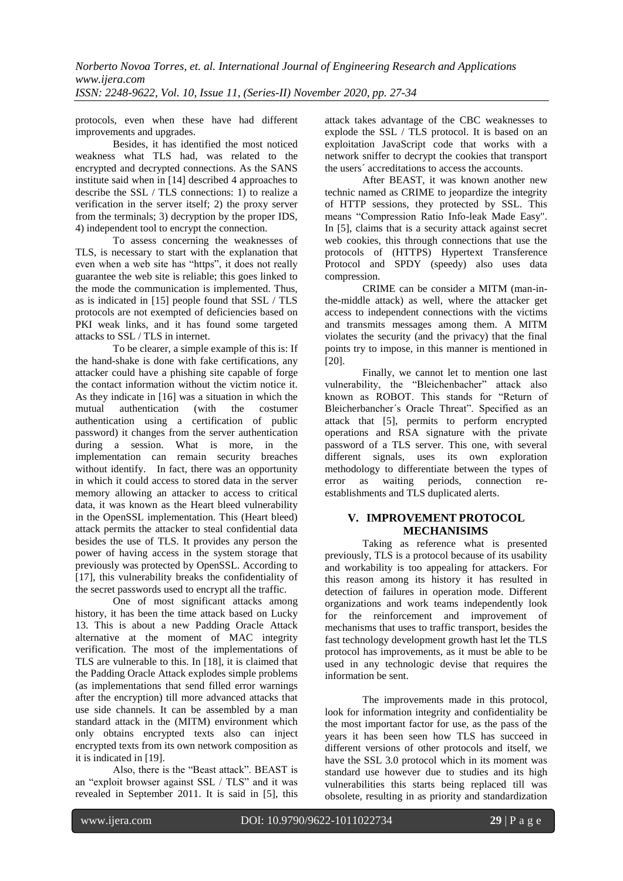protocols, even when these have had different improvements and upgrades.

Besides, it has identified the most noticed weakness what TLS had, was related to the encrypted and decrypted connections. As the SANS institute said when in [14] described 4 approaches to describe the SSL / TLS connections: 1) to realize a verification in the server itself; 2) the proxy server from the terminals; 3) decryption by the proper IDS, 4) independent tool to encrypt the connection.

To assess concerning the weaknesses of TLS, is necessary to start with the explanation that even when a web site has "https", it does not really guarantee the web site is reliable; this goes linked to the mode the communication is implemented. Thus, as is indicated in [15] people found that SSL / TLS protocols are not exempted of deficiencies based on PKI weak links, and it has found some targeted attacks to SSL / TLS in internet.

To be clearer, a simple example of this is: If the hand-shake is done with fake certifications, any attacker could have a phishing site capable of forge the contact information without the victim notice it. As they indicate in [16] was a situation in which the mutual authentication (with the costumer authentication using a certification of public password) it changes from the server authentication during a session. What is more, in the implementation can remain security breaches without identify. In fact, there was an opportunity in which it could access to stored data in the server memory allowing an attacker to access to critical data, it was known as the Heart bleed vulnerability in the OpenSSL implementation. This (Heart bleed) attack permits the attacker to steal confidential data besides the use of TLS. It provides any person the power of having access in the system storage that previously was protected by OpenSSL. According to [17], this vulnerability breaks the confidentiality of the secret passwords used to encrypt all the traffic.

One of most significant attacks among history, it has been the time attack based on Lucky 13. This is about a new Padding Oracle Attack alternative at the moment of MAC integrity verification. The most of the implementations of TLS are vulnerable to this. In [18], it is claimed that the Padding Oracle Attack explodes simple problems (as implementations that send filled error warnings after the encryption) till more advanced attacks that use side channels. It can be assembled by a man standard attack in the (MITM) environment which only obtains encrypted texts also can inject encrypted texts from its own network composition as it is indicated in [19].

Also, there is the "Beast attack". BEAST is an "exploit browser against SSL / TLS" and it was revealed in September 2011. It is said in [5], this attack takes advantage of the CBC weaknesses to explode the SSL / TLS protocol. It is based on an exploitation JavaScript code that works with a network sniffer to decrypt the cookies that transport the users´ accreditations to access the accounts.

After BEAST, it was known another new technic named as CRIME to jeopardize the integrity of HTTP sessions, they protected by SSL. This means "Compression Ratio Info-leak Made Easy". In [5], claims that is a security attack against secret web cookies, this through connections that use the protocols of (HTTPS) Hypertext Transference Protocol and SPDY (speedy) also uses data compression.

CRIME can be consider a MITM (man-in-the-middle attack) as well, where the attacker get access to independent connections with the victims and transmits messages among them. A MITM violates the security (and the privacy) that the final points try to impose, in this manner is mentioned in [20].

Finally, we cannot let to mention one last vulnerability, the "Bleichenbacher" attack also known as ROBOT. This stands for "Return of Bleicherbancher´s Oracle Threat". Specified as an attack that [5], permits to perform encrypted operations and RSA signature with the private password of a TLS server. This one, with several different signals, uses its own exploration methodology to differentiate between the types of error as waiting periods, connection re-establishments and TLS duplicated alerts.

## V. IMPROVEMENT PROTOCOL MECHANISIMS

Taking as reference what is presented previously, TLS is a protocol because of its usability and workability is too appealing for attackers. For this reason among its history it has resulted in detection of failures in operation mode. Different organizations and work teams independently look for the reinforcement and improvement of mechanisms that uses to traffic transport, besides the fast technology development growth hast let the TLS protocol has improvements, as it must be able to be used in any technologic devise that requires the information be sent.

The improvements made in this protocol, look for information integrity and confidentiality be the most important factor for use, as the pass of the years it has been seen how TLS has succeed in different versions of other protocols and itself, we have the SSL 3.0 protocol which in its moment was standard use however due to studies and its high vulnerabilities this starts being replaced till was obsolete, resulting in as priority and standardization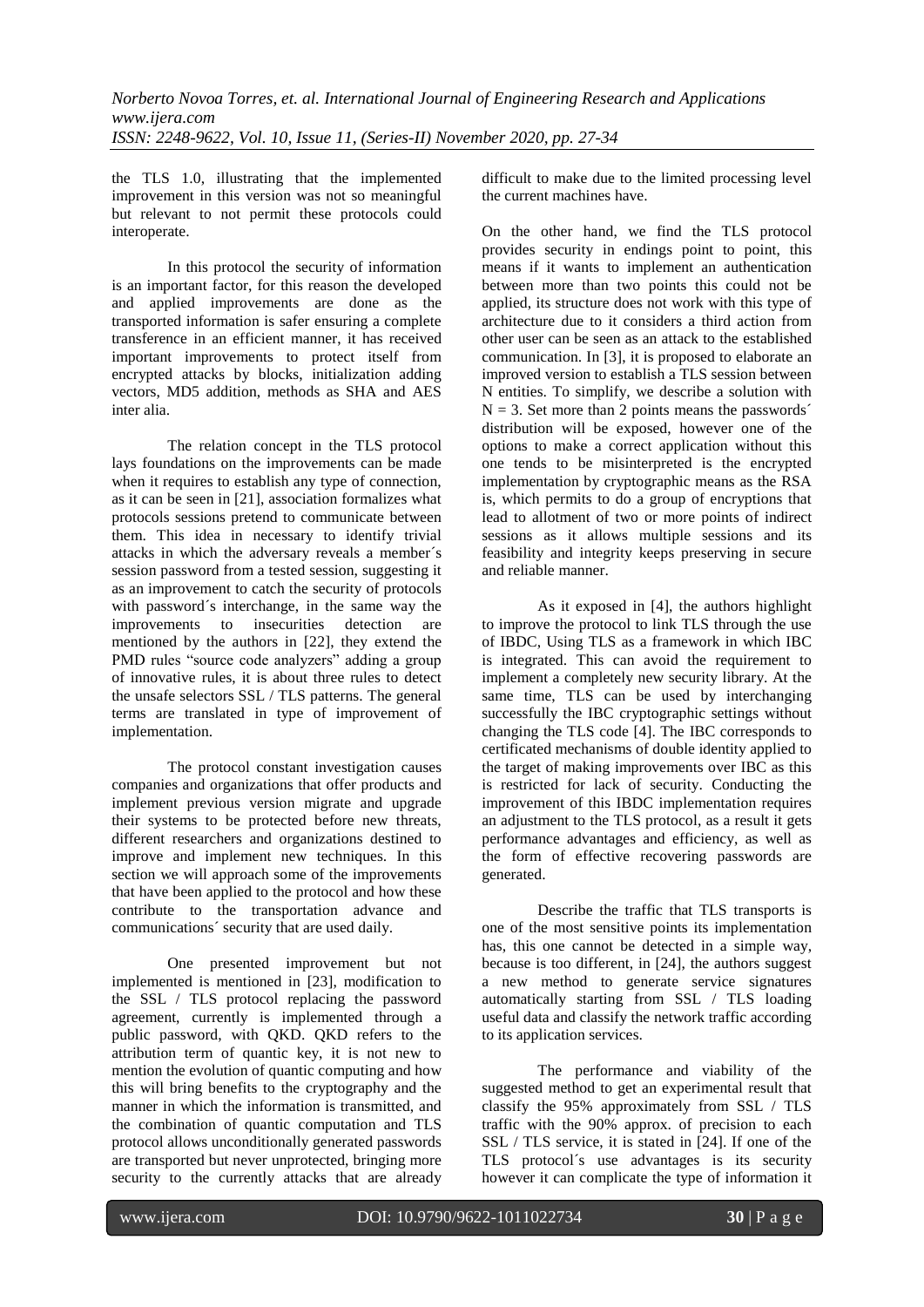the TLS 1.0, illustrating that the implemented improvement in this version was not so meaningful but relevant to not permit these protocols could interoperate.

In this protocol the security of information is an important factor, for this reason the developed and applied improvements are done as the transported information is safer ensuring a complete transference in an efficient manner, it has received important improvements to protect itself from encrypted attacks by blocks, initialization adding vectors, MD5 addition, methods as SHA and AES inter alia.

The relation concept in the TLS protocol lays foundations on the improvements can be made when it requires to establish any type of connection, as it can be seen in [21], association formalizes what protocols sessions pretend to communicate between them. This idea in necessary to identify trivial attacks in which the adversary reveals a member´s session password from a tested session, suggesting it as an improvement to catch the security of protocols with password´s interchange, in the same way the improvements to insecurities detection are mentioned by the authors in [22], they extend the PMD rules "source code analyzers" adding a group of innovative rules, it is about three rules to detect the unsafe selectors SSL / TLS patterns. The general terms are translated in type of improvement of implementation.

The protocol constant investigation causes companies and organizations that offer products and implement previous version migrate and upgrade their systems to be protected before new threats, different researchers and organizations destined to improve and implement new techniques. In this section we will approach some of the improvements that have been applied to the protocol and how these contribute to the transportation advance and communications´ security that are used daily.

One presented improvement but not implemented is mentioned in [23], modification to the SSL / TLS protocol replacing the password agreement, currently is implemented through a public password, with QKD. QKD refers to the attribution term of quantic key, it is not new to mention the evolution of quantic computing and how this will bring benefits to the cryptography and the manner in which the information is transmitted, and the combination of quantic computation and TLS protocol allows unconditionally generated passwords are transported but never unprotected, bringing more security to the currently attacks that are already difficult to make due to the limited processing level the current machines have.

On the other hand, we find the TLS protocol provides security in endings point to point, this means if it wants to implement an authentication between more than two points this could not be applied, its structure does not work with this type of architecture due to it considers a third action from other user can be seen as an attack to the established communication. In [3], it is proposed to elaborate an improved version to establish a TLS session between N entities. To simplify, we describe a solution with $N = 3$. Set more than 2 points means the passwords´ distribution will be exposed, however one of the options to make a correct application without this one tends to be misinterpreted is the encrypted implementation by cryptographic means as the RSA is, which permits to do a group of encryptions that lead to allotment of two or more points of indirect sessions as it allows multiple sessions and its feasibility and integrity keeps preserving in secure and reliable manner.

As it exposed in [4], the authors highlight to improve the protocol to link TLS through the use of IBDC, Using TLS as a framework in which IBC is integrated. This can avoid the requirement to implement a completely new security library. At the same time, TLS can be used by interchanging successfully the IBC cryptographic settings without changing the TLS code [4]. The IBC corresponds to certificated mechanisms of double identity applied to the target of making improvements over IBC as this is restricted for lack of security. Conducting the improvement of this IBDC implementation requires an adjustment to the TLS protocol, as a result it gets performance advantages and efficiency, as well as the form of effective recovering passwords are generated.

Describe the traffic that TLS transports is one of the most sensitive points its implementation has, this one cannot be detected in a simple way, because is too different, in [24], the authors suggest a new method to generate service signatures automatically starting from SSL / TLS loading useful data and classify the network traffic according to its application services.

The performance and viability of the suggested method to get an experimental result that classify the 95% approximately from SSL / TLS traffic with the 90% approx. of precision to each SSL / TLS service, it is stated in [24]. If one of the TLS protocol´s use advantages is its security however it can complicate the type of information it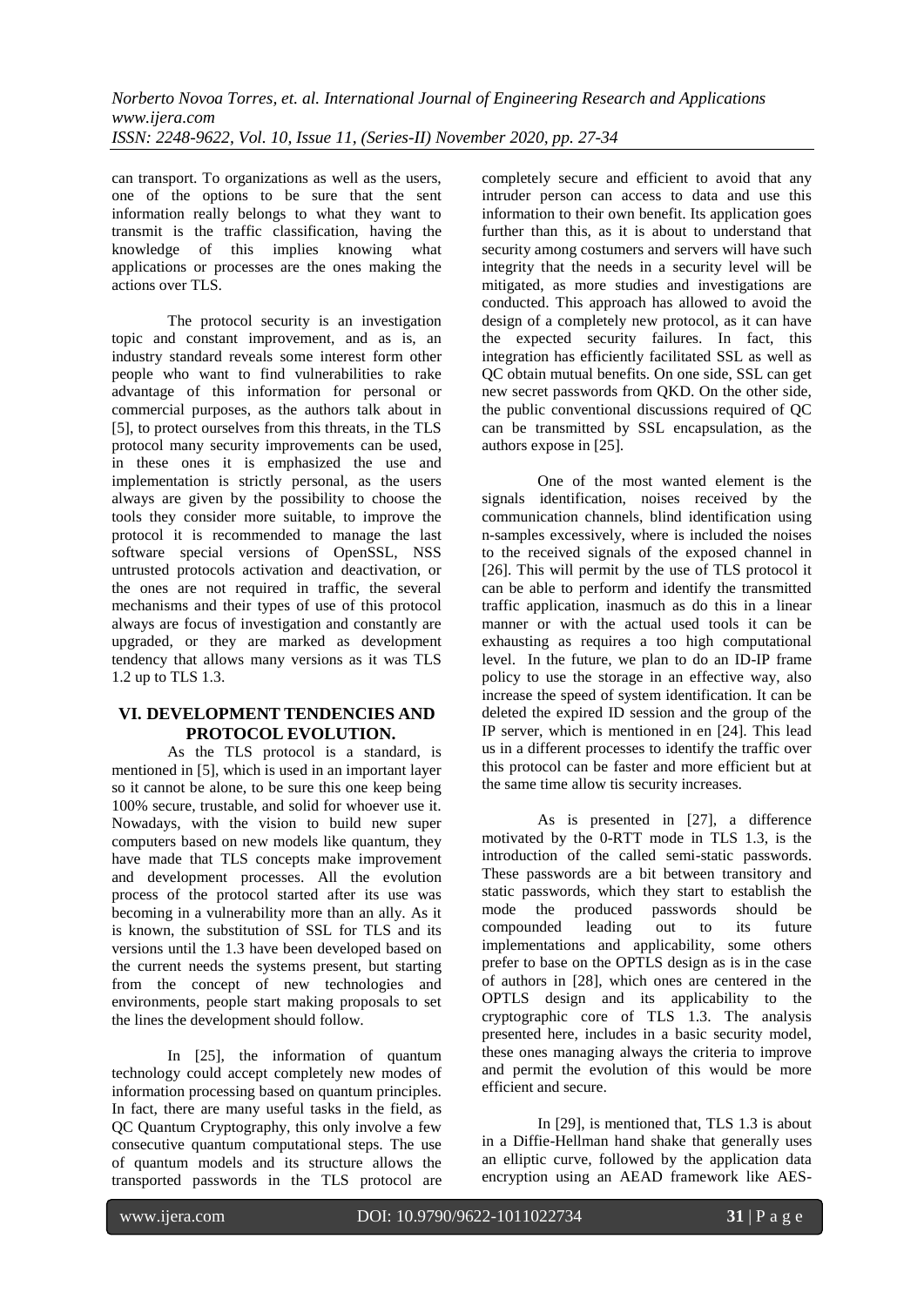can transport. To organizations as well as the users, one of the options to be sure that the sent information really belongs to what they want to transmit is the traffic classification, having the knowledge of this implies knowing what applications or processes are the ones making the actions over TLS.

The protocol security is an investigation topic and constant improvement, and as is, an industry standard reveals some interest form other people who want to find vulnerabilities to rake advantage of this information for personal or commercial purposes, as the authors talk about in [5], to protect ourselves from this threats, in the TLS protocol many security improvements can be used, in these ones it is emphasized the use and implementation is strictly personal, as the users always are given by the possibility to choose the tools they consider more suitable, to improve the protocol it is recommended to manage the last software special versions of OpenSSL, NSS untrusted protocols activation and deactivation, or the ones are not required in traffic, the several mechanisms and their types of use of this protocol always are focus of investigation and constantly are upgraded, or they are marked as development tendency that allows many versions as it was TLS 1.2 up to TLS 1.3.

## VI. DEVELOPMENT TENDENCIES AND PROTOCOL EVOLUTION.

As the TLS protocol is a standard, is mentioned in [5], which is used in an important layer so it cannot be alone, to be sure this one keep being 100% secure, trustable, and solid for whoever use it. Nowadays, with the vision to build new super computers based on new models like quantum, they have made that TLS concepts make improvement and development processes. All the evolution process of the protocol started after its use was becoming in a vulnerability more than an ally. As it is known, the substitution of SSL for TLS and its versions until the 1.3 have been developed based on the current needs the systems present, but starting from the concept of new technologies and environments, people start making proposals to set the lines the development should follow.

In [25], the information of quantum technology could accept completely new modes of information processing based on quantum principles. In fact, there are many useful tasks in the field, as QC Quantum Cryptography, this only involve a few consecutive quantum computational steps. The use of quantum models and its structure allows the transported passwords in the TLS protocol are completely secure and efficient to avoid that any intruder person can access to data and use this information to their own benefit. Its application goes further than this, as it is about to understand that security among costumers and servers will have such integrity that the needs in a security level will be mitigated, as more studies and investigations are conducted. This approach has allowed to avoid the design of a completely new protocol, as it can have the expected security failures. In fact, this integration has efficiently facilitated SSL as well as QC obtain mutual benefits. On one side, SSL can get new secret passwords from QKD. On the other side, the public conventional discussions required of QC can be transmitted by SSL encapsulation, as the authors expose in [25].

One of the most wanted element is the signals identification, noises received by the communication channels, blind identification using n-samples excessively, where is included the noises to the received signals of the exposed channel in [26]. This will permit by the use of TLS protocol it can be able to perform and identify the transmitted traffic application, inasmuch as do this in a linear manner or with the actual used tools it can be exhausting as requires a too high computational level. In the future, we plan to do an ID-IP frame policy to use the storage in an effective way, also increase the speed of system identification. It can be deleted the expired ID session and the group of the IP server, which is mentioned in en [24]. This lead us in a different processes to identify the traffic over this protocol can be faster and more efficient but at the same time allow tis security increases.

As is presented in [27], a difference motivated by the 0-RTT mode in TLS 1.3, is the introduction of the called semi-static passwords. These passwords are a bit between transitory and static passwords, which they start to establish the mode the produced passwords should be compounded leading out to its future implementations and applicability, some others prefer to base on the OPTLS design as is in the case of authors in [28], which ones are centered in the OPTLS design and its applicability to the cryptographic core of TLS 1.3. The analysis presented here, includes in a basic security model, these ones managing always the criteria to improve and permit the evolution of this would be more efficient and secure.

In [29], is mentioned that, TLS 1.3 is about in a Diffie-Hellman hand shake that generally uses an elliptic curve, followed by the application data encryption using an AEAD framework like AES-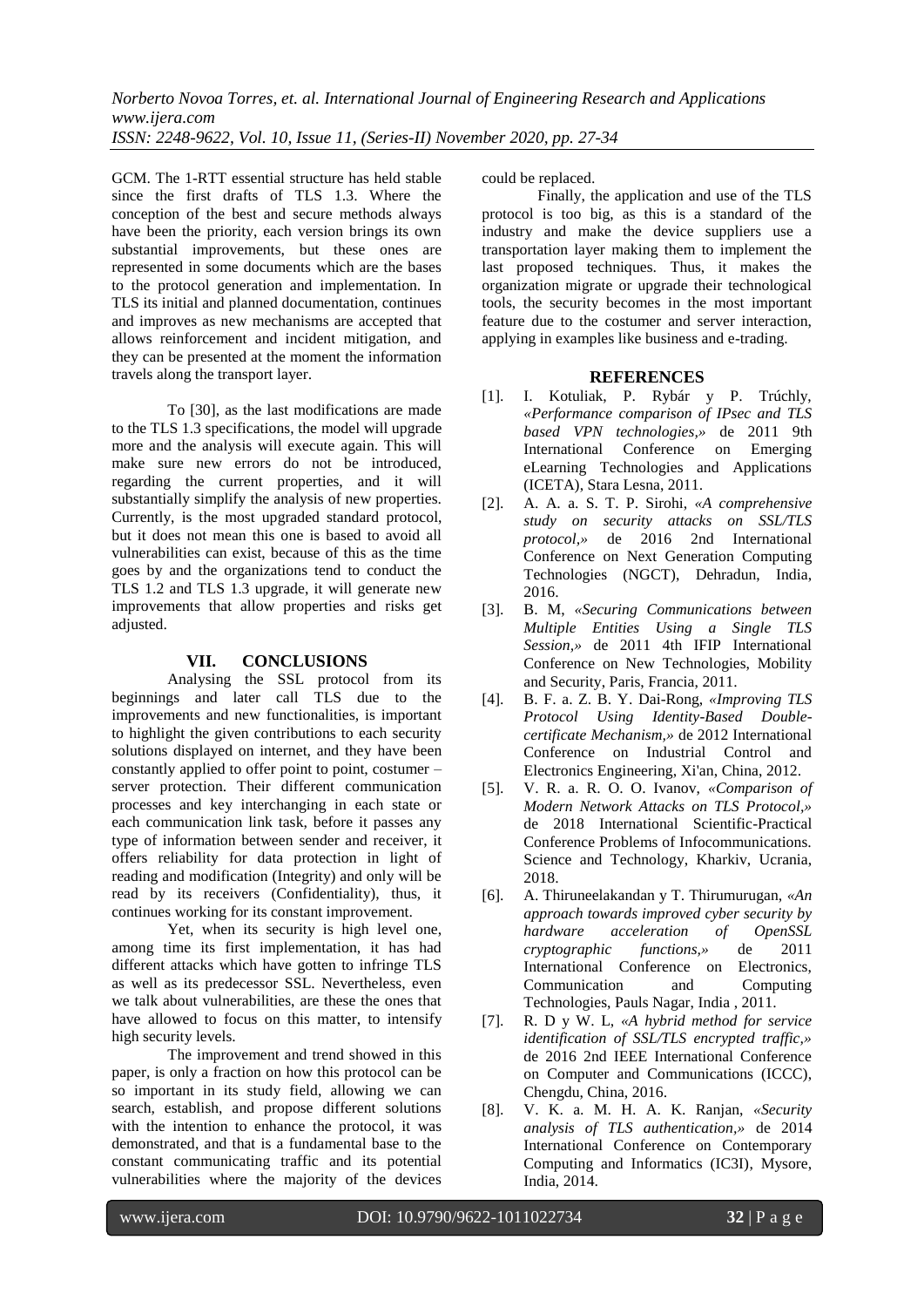GCM. The 1-RTT essential structure has held stable since the first drafts of TLS 1.3. Where the conception of the best and secure methods always have been the priority, each version brings its own substantial improvements, but these ones are represented in some documents which are the bases to the protocol generation and implementation. In TLS its initial and planned documentation, continues and improves as new mechanisms are accepted that allows reinforcement and incident mitigation, and they can be presented at the moment the information travels along the transport layer.

To [30], as the last modifications are made to the TLS 1.3 specifications, the model will upgrade more and the analysis will execute again. This will make sure new errors do not be introduced, regarding the current properties, and it will substantially simplify the analysis of new properties. Currently, is the most upgraded standard protocol, but it does not mean this one is based to avoid all vulnerabilities can exist, because of this as the time goes by and the organizations tend to conduct the TLS 1.2 and TLS 1.3 upgrade, it will generate new improvements that allow properties and risks get adjusted.

## VII. CONCLUSIONS

Analysing the SSL protocol from its beginnings and later call TLS due to the improvements and new functionalities, is important to highlight the given contributions to each security solutions displayed on internet, and they have been constantly applied to offer point to point, costumer – server protection. Their different communication processes and key interchanging in each state or each communication link task, before it passes any type of information between sender and receiver, it offers reliability for data protection in light of reading and modification (Integrity) and only will be read by its receivers (Confidentiality), thus, it continues working for its constant improvement.

Yet, when its security is high level one, among time its first implementation, it has had different attacks which have gotten to infringe TLS as well as its predecessor SSL. Nevertheless, even we talk about vulnerabilities, are these the ones that have allowed to focus on this matter, to intensify high security levels.

The improvement and trend showed in this paper, is only a fraction on how this protocol can be so important in its study field, allowing we can search, establish, and propose different solutions with the intention to enhance the protocol, it was demonstrated, and that is a fundamental base to the constant communicating traffic and its potential vulnerabilities where the majority of the devices could be replaced.

Finally, the application and use of the TLS protocol is too big, as this is a standard of the industry and make the device suppliers use a transportation layer making them to implement the last proposed techniques. Thus, it makes the organization migrate or upgrade their technological tools, the security becomes in the most important feature due to the costumer and server interaction, applying in examples like business and e-trading.

## REFERENCES

[1]. I. Kotuliak, P. Rybár y P. Trúchly, *«Performance comparison of IPsec and TLS based VPN technologies,»* de 2011 9th International Conference on Emerging eLearning Technologies and Applications (ICETA), Stara Lesna, 2011.

[2]. A. A. a. S. T. P. Sirohi, *«A comprehensive study on security attacks on SSL/TLS protocol,»* de 2016 2nd International Conference on Next Generation Computing Technologies (NGCT), Dehradun, India, 2016.

[3]. B. M, *«Securing Communications between Multiple Entities Using a Single TLS Session,»* de 2011 4th IFIP International Conference on New Technologies, Mobility and Security, Paris, Francia, 2011.

[4]. B. F. a. Z. B. Y. Dai-Rong, *«Improving TLS Protocol Using Identity-Based Double-certificate Mechanism,»* de 2012 International Conference on Industrial Control and Electronics Engineering, Xi'an, China, 2012.

[5]. V. R. a. R. O. O. Ivanov, *«Comparison of Modern Network Attacks on TLS Protocol,»* de 2018 International Scientific-Practical Conference Problems of Infocommunications. Science and Technology, Kharkiv, Ucrania, 2018.

[6]. A. Thiruneelakandan y T. Thirumurugan, *«An approach towards improved cyber security by hardware acceleration of OpenSSL cryptographic functions,»* de 2011 International Conference on Electronics, Communication and Computing Technologies, Pauls Nagar, India , 2011.

[7]. R. D y W. L, *«A hybrid method for service identification of SSL/TLS encrypted traffic,»* de 2016 2nd IEEE International Conference on Computer and Communications (ICCC), Chengdu, China, 2016.

[8]. V. K. a. M. H. A. K. Ranjan, *«Security analysis of TLS authentication,»* de 2014 International Conference on Contemporary Computing and Informatics (IC3I), Mysore, India, 2014.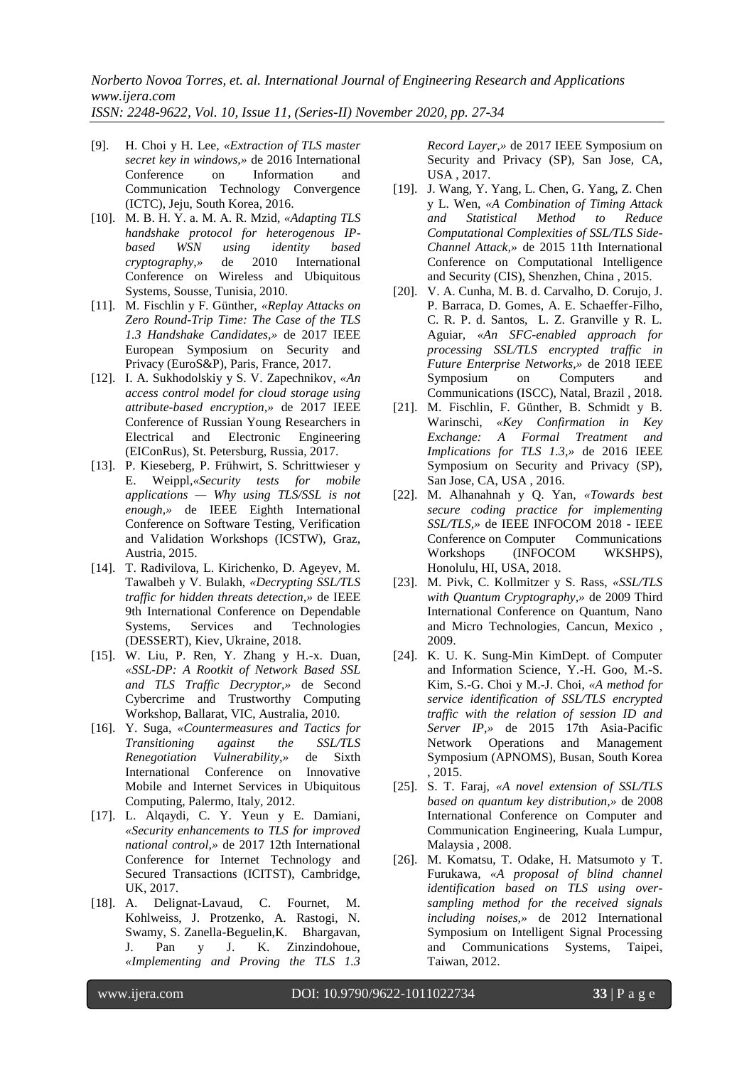[9]. H. Choi y H. Lee, *«Extraction of TLS master secret key in windows,»* de 2016 International Conference on Information and Communication Technology Convergence (ICTC), Jeju, South Korea, 2016.

[10]. M. B. H. Y. a. M. A. R. Mzid, *«Adapting TLS handshake protocol for heterogenous IP-based WSN using identity based cryptography,»* de 2010 International Conference on Wireless and Ubiquitous Systems, Sousse, Tunisia, 2010.

[11]. M. Fischlin y F. Günther, *«Replay Attacks on Zero Round-Trip Time: The Case of the TLS 1.3 Handshake Candidates,»* de 2017 IEEE European Symposium on Security and Privacy (EuroS&P), Paris, France, 2017.

[12]. I. A. Sukhodolskiy y S. V. Zapechnikov, *«An access control model for cloud storage using attribute-based encryption,»* de 2017 IEEE Conference of Russian Young Researchers in Electrical and Electronic Engineering (EIConRus), St. Petersburg, Russia, 2017.

[13]. P. Kieseberg, P. Frühwirt, S. Schrittwieser y E. Weippl,*«Security tests for mobile applications — Why using TLS/SSL is not enough,»* de IEEE Eighth International Conference on Software Testing, Verification and Validation Workshops (ICSTW), Graz, Austria, 2015.

[14]. T. Radivilova, L. Kirichenko, D. Ageyev, M. Tawalbeh y V. Bulakh, *«Decrypting SSL/TLS traffic for hidden threats detection,»* de IEEE 9th International Conference on Dependable Systems, Services and Technologies (DESSERT), Kiev, Ukraine, 2018.

[15]. W. Liu, P. Ren, Y. Zhang y H.-x. Duan, *«SSL-DP: A Rootkit of Network Based SSL and TLS Traffic Decryptor,»* de Second Cybercrime and Trustworthy Computing Workshop, Ballarat, VIC, Australia, 2010.

[16]. Y. Suga, *«Countermeasures and Tactics for Transitioning against the SSL/TLS Renegotiation Vulnerability,»* de Sixth International Conference on Innovative Mobile and Internet Services in Ubiquitous Computing, Palermo, Italy, 2012.

[17]. L. Alqaydi, C. Y. Yeun y E. Damiani, *«Security enhancements to TLS for improved national control,»* de 2017 12th International Conference for Internet Technology and Secured Transactions (ICITST), Cambridge, UK, 2017.

[18]. A. Delignat-Lavaud, C. Fournet, M. Kohlweiss, J. Protzenko, A. Rastogi, N. Swamy, S. Zanella-Beguelin,K. Bhargavan, J. Pan y J. K. Zinzindohoue, *«Implementing and Proving the TLS 1.3 Record Layer,»* de 2017 IEEE Symposium on Security and Privacy (SP), San Jose, CA, USA , 2017.

[19]. J. Wang, Y. Yang, L. Chen, G. Yang, Z. Chen y L. Wen, *«A Combination of Timing Attack and Statistical Method to Reduce Computational Complexities of SSL/TLS Side-Channel Attack,»* de 2015 11th International Conference on Computational Intelligence and Security (CIS), Shenzhen, China , 2015.

[20]. V. A. Cunha, M. B. d. Carvalho, D. Corujo, J. P. Barraca, D. Gomes, A. E. Schaeffer-Filho, C. R. P. d. Santos, L. Z. Granville y R. L. Aguiar, *«An SFC-enabled approach for processing SSL/TLS encrypted traffic in Future Enterprise Networks,»* de 2018 IEEE Symposium on Computers and Communications (ISCC), Natal, Brazil , 2018.

[21]. M. Fischlin, F. Günther, B. Schmidt y B. Warinschi, *«Key Confirmation in Key Exchange: A Formal Treatment and Implications for TLS 1.3,»* de 2016 IEEE Symposium on Security and Privacy (SP), San Jose, CA, USA , 2016.

[22]. M. Alhanahnah y Q. Yan, *«Towards best secure coding practice for implementing SSL/TLS,»* de IEEE INFOCOM 2018 - IEEE Conference on Computer Communications Workshops (INFOCOM WKSHPS), Honolulu, HI, USA, 2018.

[23]. M. Pivk, C. Kollmitzer y S. Rass, *«SSL/TLS with Quantum Cryptography,»* de 2009 Third International Conference on Quantum, Nano and Micro Technologies, Cancun, Mexico , 2009.

[24]. K. U. K. Sung-Min KimDept. of Computer and Information Science, Y.-H. Goo, M.-S. Kim, S.-G. Choi y M.-J. Choi, *«A method for service identification of SSL/TLS encrypted traffic with the relation of session ID and Server IP,»* de 2015 17th Asia-Pacific Network Operations and Management Symposium (APNOMS), Busan, South Korea , 2015.

[25]. S. T. Faraj, *«A novel extension of SSL/TLS based on quantum key distribution,»* de 2008 International Conference on Computer and Communication Engineering, Kuala Lumpur, Malaysia , 2008.

[26]. M. Komatsu, T. Odake, H. Matsumoto y T. Furukawa, *«A proposal of blind channel identification based on TLS using over-sampling method for the received signals including noises,»* de 2012 International Symposium on Intelligent Signal Processing and Communications Systems, Taipei, Taiwan, 2012.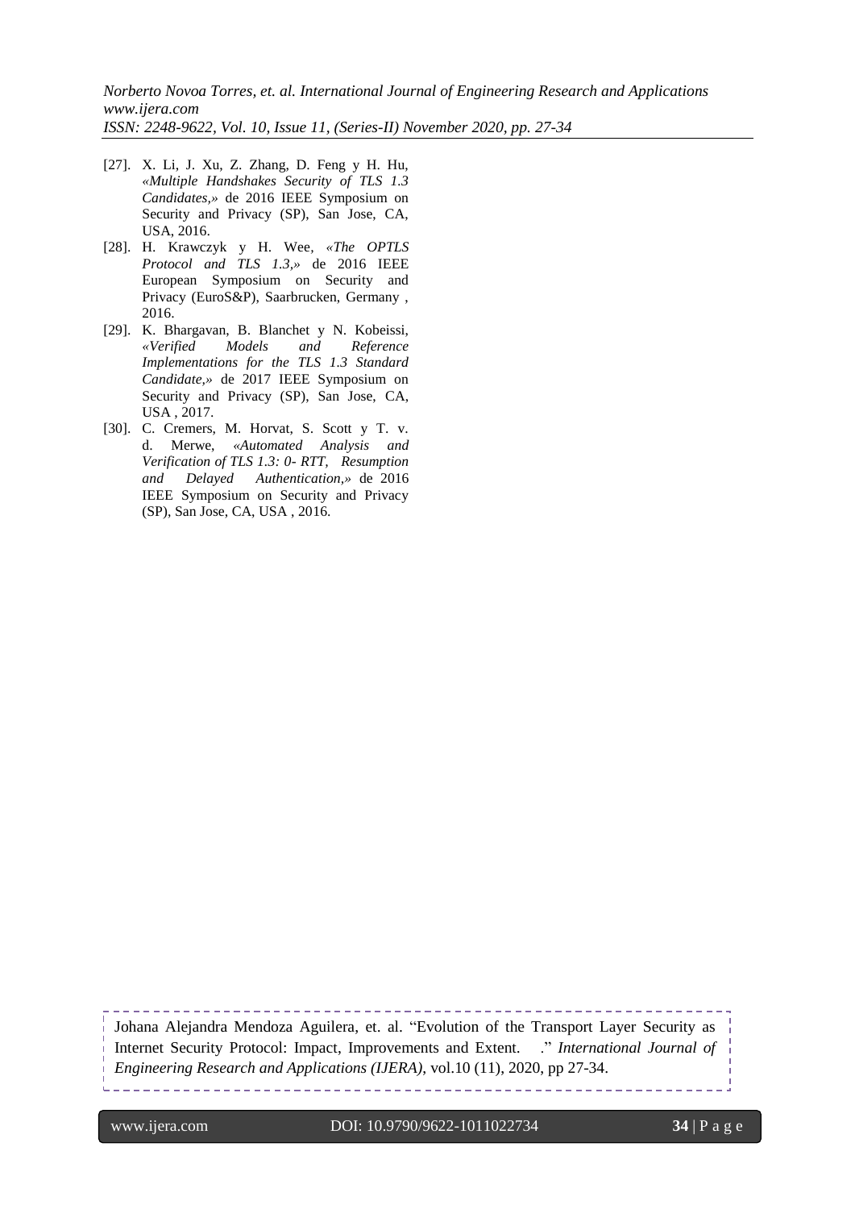[27]. X. Li, J. Xu, Z. Zhang, D. Feng y H. Hu, *«Multiple Handshakes Security of TLS 1.3 Candidates,»* de 2016 IEEE Symposium on Security and Privacy (SP), San Jose, CA, USA, 2016.

[28]. H. Krawczyk y H. Wee, *«The OPTLS Protocol and TLS 1.3,»* de 2016 IEEE European Symposium on Security and Privacy (EuroS&P), Saarbrucken, Germany , 2016.

[29]. K. Bhargavan, B. Blanchet y N. Kobeissi, *«Verified Models and Reference Implementations for the TLS 1.3 Standard Candidate,»* de 2017 IEEE Symposium on Security and Privacy (SP), San Jose, CA, USA , 2017.

[30]. C. Cremers, M. Horvat, S. Scott y T. v. d. Merwe, *«Automated Analysis and Verification of TLS 1.3: 0- RTT, Resumption and Delayed Authentication,»* de 2016 IEEE Symposium on Security and Privacy (SP), San Jose, CA, USA , 2016.

Johana Alejandra Mendoza Aguilera, et. al. "Evolution of the Transport Layer Security as Internet Security Protocol: Impact, Improvements and Extent. ." *International Journal of Engineering Research and Applications (IJERA)*, vol.10 (11), 2020, pp 27-34.